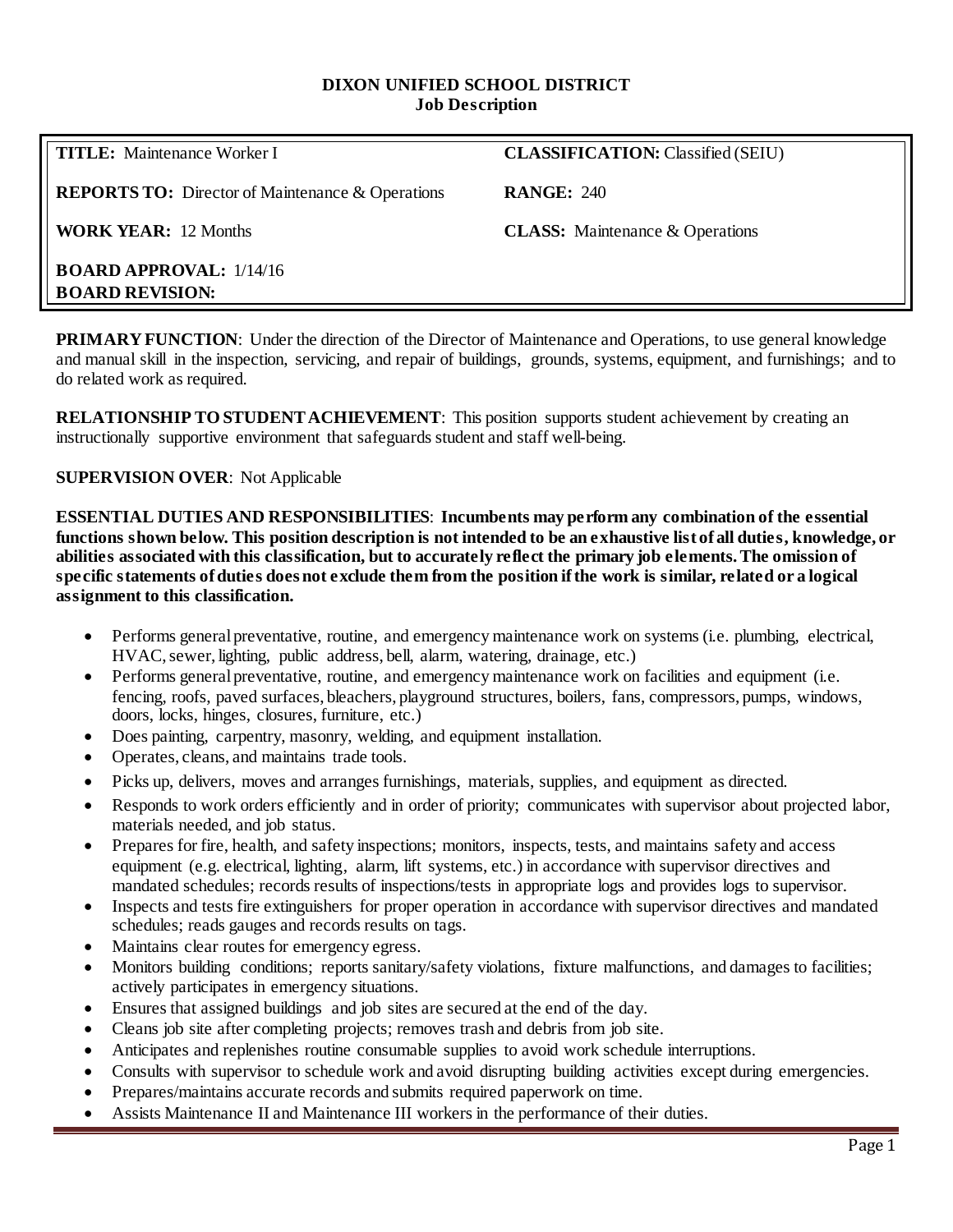# DIXON UNIFIED SCHOOL DISTRICT
## Job Description

| | |
|---|---|
| **TITLE:** Maintenance Worker I | **CLASSIFICATION:** Classified (SEIU) |
| **REPORTS TO:** Director of Maintenance & Operations | **RANGE:** 240 |
| **WORK YEAR:** 12 Months | **CLASS:** Maintenance & Operations |
| **BOARD APPROVAL:** 1/14/16<br>**BOARD REVISION:** | |

**PRIMARY FUNCTION**: Under the direction of the Director of Maintenance and Operations, to use general knowledge and manual skill in the inspection, servicing, and repair of buildings, grounds, systems, equipment, and furnishings; and to do related work as required.

**RELATIONSHIP TO STUDENT ACHIEVEMENT**: This position supports student achievement by creating an instructionally supportive environment that safeguards student and staff well-being.

**SUPERVISION OVER**: Not Applicable

**ESSENTIAL DUTIES AND RESPONSIBILITIES**: **Incumbents may perform any combination of the essential functions shown below. This position description is not intended to be an exhaustive list of all duties, knowledge, or abilities associated with this classification, but to accurately reflect the primary job elements. The omission of specific statements of duties does not exclude them from the position if the work is similar, related or a logical assignment to this classification.**

- Performs general preventative, routine, and emergency maintenance work on systems (i.e. plumbing, electrical, HVAC, sewer, lighting, public address, bell, alarm, watering, drainage, etc.)
- Performs general preventative, routine, and emergency maintenance work on facilities and equipment (i.e. fencing, roofs, paved surfaces, bleachers, playground structures, boilers, fans, compressors, pumps, windows, doors, locks, hinges, closures, furniture, etc.)
- Does painting, carpentry, masonry, welding, and equipment installation.
- Operates, cleans, and maintains trade tools.
- Picks up, delivers, moves and arranges furnishings, materials, supplies, and equipment as directed.
- Responds to work orders efficiently and in order of priority; communicates with supervisor about projected labor, materials needed, and job status.
- Prepares for fire, health, and safety inspections; monitors, inspects, tests, and maintains safety and access equipment (e.g. electrical, lighting, alarm, lift systems, etc.) in accordance with supervisor directives and mandated schedules; records results of inspections/tests in appropriate logs and provides logs to supervisor.
- Inspects and tests fire extinguishers for proper operation in accordance with supervisor directives and mandated schedules; reads gauges and records results on tags.
- Maintains clear routes for emergency egress.
- Monitors building conditions; reports sanitary/safety violations, fixture malfunctions, and damages to facilities; actively participates in emergency situations.
- Ensures that assigned buildings and job sites are secured at the end of the day.
- Cleans job site after completing projects; removes trash and debris from job site.
- Anticipates and replenishes routine consumable supplies to avoid work schedule interruptions.
- Consults with supervisor to schedule work and avoid disrupting building activities except during emergencies.
- Prepares/maintains accurate records and submits required paperwork on time.
- Assists Maintenance II and Maintenance III workers in the performance of their duties.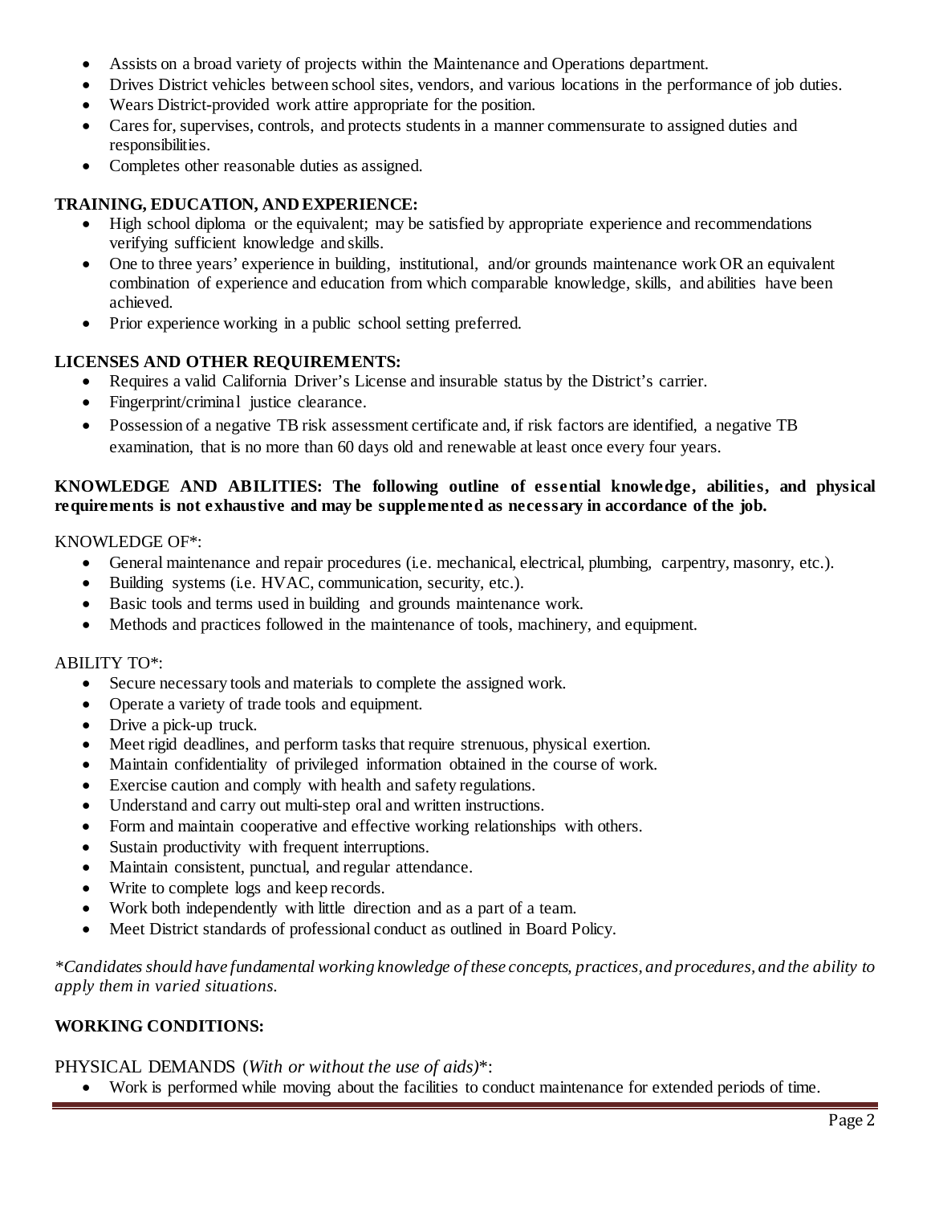- Assists on a broad variety of projects within the Maintenance and Operations department.
- Drives District vehicles between school sites, vendors, and various locations in the performance of job duties.
- Wears District-provided work attire appropriate for the position.
- Cares for, supervises, controls, and protects students in a manner commensurate to assigned duties and responsibilities.
- Completes other reasonable duties as assigned.

**TRAINING, EDUCATION, AND EXPERIENCE:**

- High school diploma or the equivalent; may be satisfied by appropriate experience and recommendations verifying sufficient knowledge and skills.
- One to three years' experience in building, institutional, and/or grounds maintenance work OR an equivalent combination of experience and education from which comparable knowledge, skills, and abilities have been achieved.
- Prior experience working in a public school setting preferred.

**LICENSES AND OTHER REQUIREMENTS:**

- Requires a valid California Driver's License and insurable status by the District's carrier.
- Fingerprint/criminal justice clearance.
- Possession of a negative TB risk assessment certificate and, if risk factors are identified, a negative TB examination, that is no more than 60 days old and renewable at least once every four years.

**KNOWLEDGE AND ABILITIES: The following outline of essential knowledge, abilities, and physical requirements is not exhaustive and may be supplemented as necessary in accordance of the job.**

KNOWLEDGE OF*:

- General maintenance and repair procedures (i.e. mechanical, electrical, plumbing, carpentry, masonry, etc.).
- Building systems (i.e. HVAC, communication, security, etc.).
- Basic tools and terms used in building and grounds maintenance work.
- Methods and practices followed in the maintenance of tools, machinery, and equipment.

ABILITY TO*:

- Secure necessary tools and materials to complete the assigned work.
- Operate a variety of trade tools and equipment.
- Drive a pick-up truck.
- Meet rigid deadlines, and perform tasks that require strenuous, physical exertion.
- Maintain confidentiality of privileged information obtained in the course of work.
- Exercise caution and comply with health and safety regulations.
- Understand and carry out multi-step oral and written instructions.
- Form and maintain cooperative and effective working relationships with others.
- Sustain productivity with frequent interruptions.
- Maintain consistent, punctual, and regular attendance.
- Write to complete logs and keep records.
- Work both independently with little direction and as a part of a team.
- Meet District standards of professional conduct as outlined in Board Policy.

**Candidates should have fundamental working knowledge of these concepts, practices, and procedures, and the ability to apply them in varied situations.*

**WORKING CONDITIONS:**

PHYSICAL DEMANDS (*With or without the use of aids)**:

- Work is performed while moving about the facilities to conduct maintenance for extended periods of time.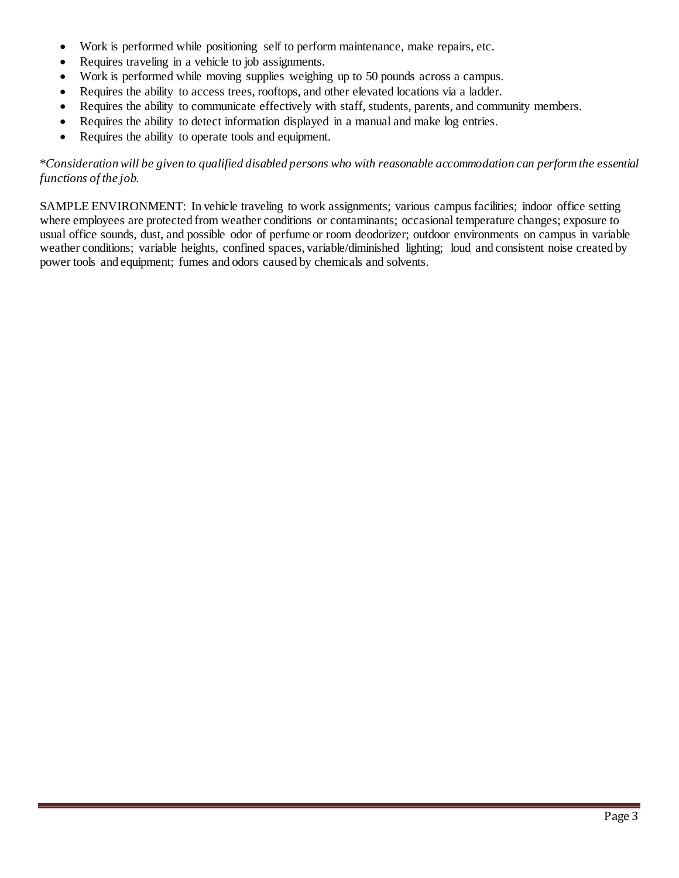- Work is performed while positioning self to perform maintenance, make repairs, etc.
- Requires traveling in a vehicle to job assignments.
- Work is performed while moving supplies weighing up to 50 pounds across a campus.
- Requires the ability to access trees, rooftops, and other elevated locations via a ladder.
- Requires the ability to communicate effectively with staff, students, parents, and community members.
- Requires the ability to detect information displayed in a manual and make log entries.
- Requires the ability to operate tools and equipment.

**Consideration will be given to qualified disabled persons who with reasonable accommodation can perform the essential functions of the job.*

SAMPLE ENVIRONMENT: In vehicle traveling to work assignments; various campus facilities; indoor office setting where employees are protected from weather conditions or contaminants; occasional temperature changes; exposure to usual office sounds, dust, and possible odor of perfume or room deodorizer; outdoor environments on campus in variable weather conditions; variable heights, confined spaces, variable/diminished lighting; loud and consistent noise created by power tools and equipment; fumes and odors caused by chemicals and solvents.